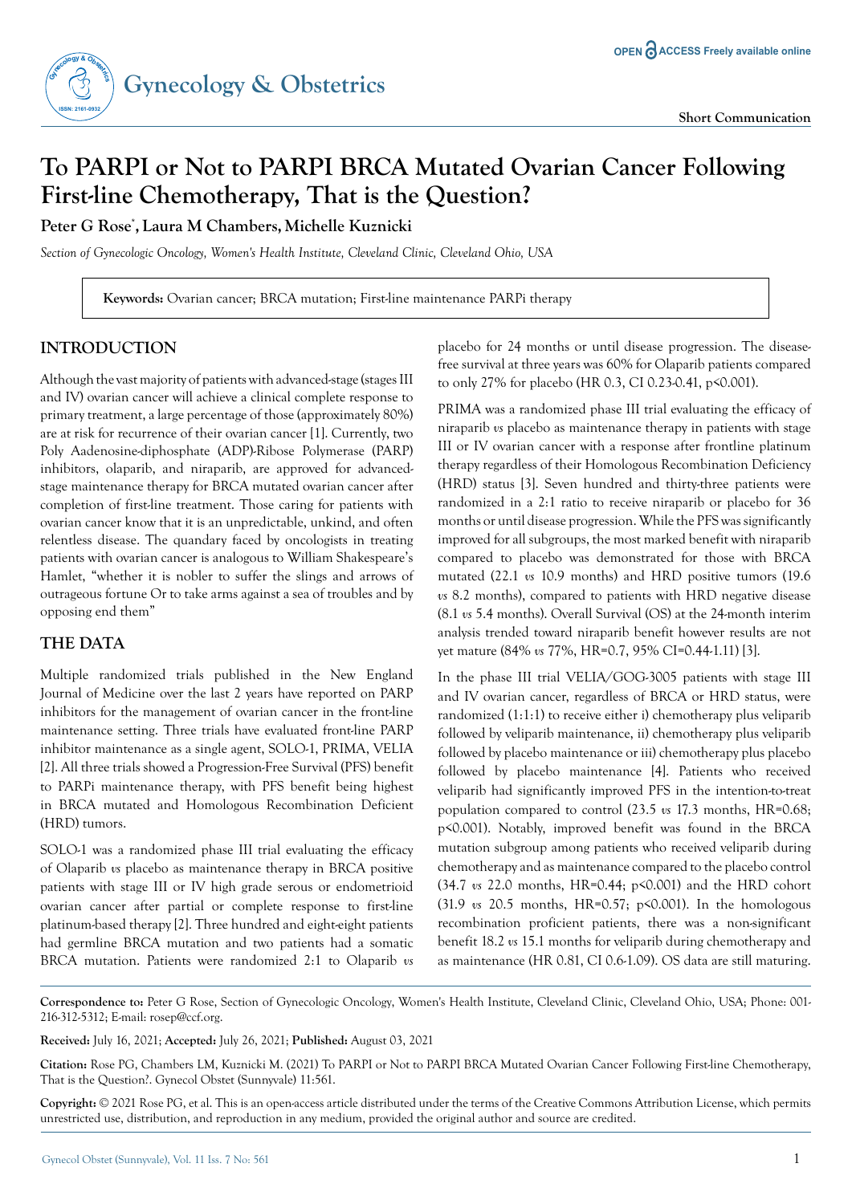Short Communication

# To PARPI or Not to PARPI BRCA Mutated Ovarian Cancer Following First-line Chemotherapy, That is the Question?

**Peter G Rose*, Laura M Chambers, Michelle Kuznicki**

*Section of Gynecologic Oncology, Women's Health Institute, Cleveland Clinic, Cleveland Ohio, USA*

**Keywords:** Ovarian cancer; BRCA mutation; First-line maintenance PARPi therapy

## INTRODUCTION

Although the vast majority of patients with advanced-stage (stages III and IV) ovarian cancer will achieve a clinical complete response to primary treatment, a large percentage of those (approximately 80%) are at risk for recurrence of their ovarian cancer [1]. Currently, two Poly Aadenosine-diphosphate (ADP)-Ribose Polymerase (PARP) inhibitors, olaparib, and niraparib, are approved for advanced-stage maintenance therapy for BRCA mutated ovarian cancer after completion of first-line treatment. Those caring for patients with ovarian cancer know that it is an unpredictable, unkind, and often relentless disease. The quandary faced by oncologists in treating patients with ovarian cancer is analogous to William Shakespeare's Hamlet, "whether it is nobler to suffer the slings and arrows of outrageous fortune Or to take arms against a sea of troubles and by opposing end them"

## THE DATA

Multiple randomized trials published in the New England Journal of Medicine over the last 2 years have reported on PARP inhibitors for the management of ovarian cancer in the front-line maintenance setting. Three trials have evaluated front-line PARP inhibitor maintenance as a single agent, SOLO-1, PRIMA, VELIA [2]. All three trials showed a Progression-Free Survival (PFS) benefit to PARPi maintenance therapy, with PFS benefit being highest in BRCA mutated and Homologous Recombination Deficient (HRD) tumors.

SOLO-1 was a randomized phase III trial evaluating the efficacy of Olaparib *vs* placebo as maintenance therapy in BRCA positive patients with stage III or IV high grade serous or endometrioid ovarian cancer after partial or complete response to first-line platinum-based therapy [2]. Three hundred and eight-eight patients had germline BRCA mutation and two patients had a somatic BRCA mutation. Patients were randomized 2:1 to Olaparib *vs* placebo for 24 months or until disease progression. The disease-free survival at three years was 60% for Olaparib patients compared to only 27% for placebo (HR 0.3, CI 0.23-0.41, p<0.001).

PRIMA was a randomized phase III trial evaluating the efficacy of niraparib *vs* placebo as maintenance therapy in patients with stage III or IV ovarian cancer with a response after frontline platinum therapy regardless of their Homologous Recombination Deficiency (HRD) status [3]. Seven hundred and thirty-three patients were randomized in a 2:1 ratio to receive niraparib or placebo for 36 months or until disease progression. While the PFS was significantly improved for all subgroups, the most marked benefit with niraparib compared to placebo was demonstrated for those with BRCA mutated (22.1 *vs* 10.9 months) and HRD positive tumors (19.6 *vs* 8.2 months), compared to patients with HRD negative disease (8.1 *vs* 5.4 months). Overall Survival (OS) at the 24-month interim analysis trended toward niraparib benefit however results are not yet mature (84% *vs* 77%, HR=0.7, 95% CI=0.44-1.11) [3].

In the phase III trial VELIA/GOG-3005 patients with stage III and IV ovarian cancer, regardless of BRCA or HRD status, were randomized (1:1:1) to receive either i) chemotherapy plus veliparib followed by veliparib maintenance, ii) chemotherapy plus veliparib followed by placebo maintenance or iii) chemotherapy plus placebo followed by placebo maintenance [4]. Those who received veliparib had significantly improved PFS in the intention-to-treat population compared to control (23.5 *vs* 17.3 months, HR=0.68; p<0.001). Notably, improved benefit was found in the BRCA mutation subgroup among patients who received veliparib during chemotherapy and as maintenance compared to the placebo control (34.7 *vs* 22.0 months, HR=0.44; p<0.001) and the HRD cohort (31.9 *vs* 20.5 months, HR=0.57; p<0.001). In the homologous recombination proficient patients, there was a non-significant benefit 18.2 *vs* 15.1 months for veliparib during chemotherapy and as maintenance (HR 0.81, CI 0.6-1.09). OS data are still maturing.

**Correspondence to:** Peter G Rose, Section of Gynecologic Oncology, Women's Health Institute, Cleveland Clinic, Cleveland Ohio, USA; Phone: 001-216-312-5312; E-mail: rosep@ccf.org.

**Received:** July 16, 2021; **Accepted:** July 26, 2021; **Published:** August 03, 2021

**Citation:** Rose PG, Chambers LM, Kuznicki M. (2021) To PARPI or Not to PARPI BRCA Mutated Ovarian Cancer Following First-line Chemotherapy, That is the Question?. Gynecol Obstet (Sunnyvale) 11:561.

**Copyright:** © 2021 Rose PG, et al. This is an open-access article distributed under the terms of the Creative Commons Attribution License, which permits unrestricted use, distribution, and reproduction in any medium, provided the original author and source are credited.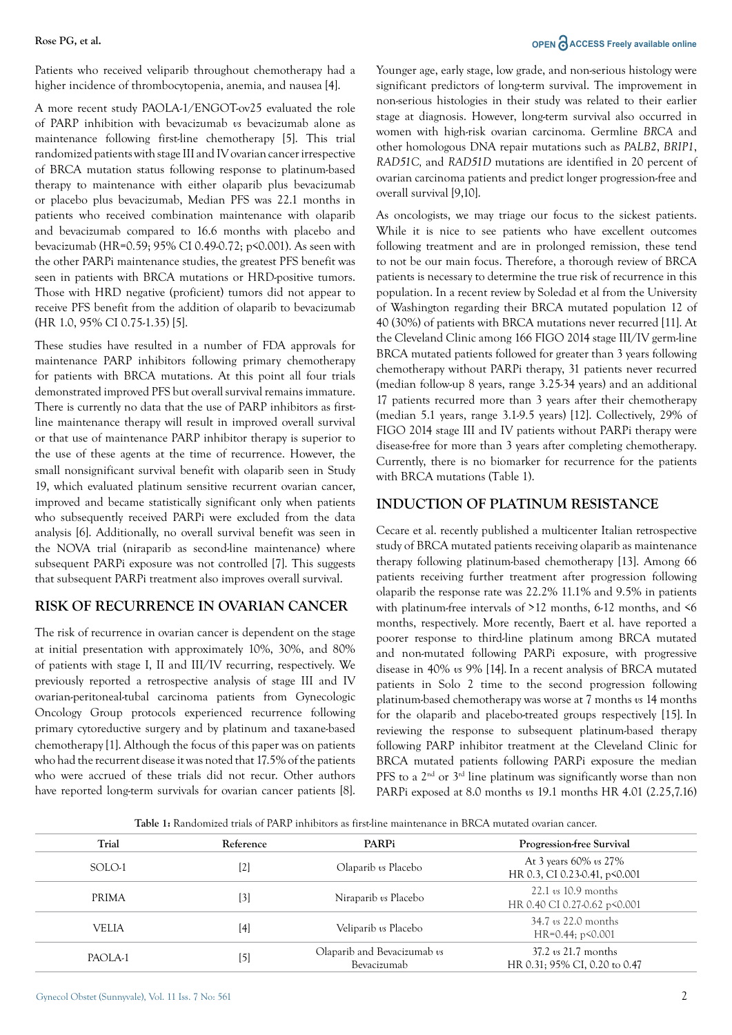Patients who received veliparib throughout chemotherapy had a higher incidence of thrombocytopenia, anemia, and nausea [4].

A more recent study PAOLA-1/ENGOT-ov25 evaluated the role of PARP inhibition with bevacizumab *vs* bevacizumab alone as maintenance following first-line chemotherapy [5]. This trial randomized patients with stage III and IV ovarian cancer irrespective of BRCA mutation status following response to platinum-based therapy to maintenance with either olaparib plus bevacizumab or placebo plus bevacizumab, Median PFS was 22.1 months in patients who received combination maintenance with olaparib and bevacizumab compared to 16.6 months with placebo and bevacizumab (HR=0.59; 95% CI 0.49-0.72; p<0.001). As seen with the other PARPi maintenance studies, the greatest PFS benefit was seen in patients with BRCA mutations or HRD-positive tumors. Those with HRD negative (proficient) tumors did not appear to receive PFS benefit from the addition of olaparib to bevacizumab (HR 1.0, 95% CI 0.75-1.35) [5].

These studies have resulted in a number of FDA approvals for maintenance PARP inhibitors following primary chemotherapy for patients with BRCA mutations. At this point all four trials demonstrated improved PFS but overall survival remains immature. There is currently no data that the use of PARP inhibitors as first-line maintenance therapy will result in improved overall survival or that use of maintenance PARP inhibitor therapy is superior to the use of these agents at the time of recurrence. However, the small nonsignificant survival benefit with olaparib seen in Study 19, which evaluated platinum sensitive recurrent ovarian cancer, improved and became statistically significant only when patients who subsequently received PARPi were excluded from the data analysis [6]. Additionally, no overall survival benefit was seen in the NOVA trial (niraparib as second-line maintenance) where subsequent PARPi exposure was not controlled [7]. This suggests that subsequent PARPi treatment also improves overall survival.

## RISK OF RECURRENCE IN OVARIAN CANCER

The risk of recurrence in ovarian cancer is dependent on the stage at initial presentation with approximately 10%, 30%, and 80% of patients with stage I, II and III/IV recurring, respectively. We previously reported a retrospective analysis of stage III and IV ovarian-peritoneal-tubal carcinoma patients from Gynecologic Oncology Group protocols experienced recurrence following primary cytoreductive surgery and by platinum and taxane-based chemotherapy [1]. Although the focus of this paper was on patients who had the recurrent disease it was noted that 17.5% of the patients who were accrued of these trials did not recur. Other authors have reported long-term survivals for ovarian cancer patients [8]. Younger age, early stage, low grade, and non-serious histology were significant predictors of long-term survival. The improvement in non-serious histologies in their study was related to their earlier stage at diagnosis. However, long-term survival also occurred in women with high-risk ovarian carcinoma. Germline *BRCA* and other homologous DNA repair mutations such as *PALB2*, *BRIP1*, *RAD51C*, and *RAD51D* mutations are identified in 20 percent of ovarian carcinoma patients and predict longer progression-free and overall survival [9,10].

As oncologists, we may triage our focus to the sickest patients. While it is nice to see patients who have excellent outcomes following treatment and are in prolonged remission, these tend to not be our main focus. Therefore, a thorough review of BRCA patients is necessary to determine the true risk of recurrence in this population. In a recent review by Soledad et al from the University of Washington regarding their BRCA mutated population 12 of 40 (30%) of patients with BRCA mutations never recurred [11]. At the Cleveland Clinic among 166 FIGO 2014 stage III/IV germ-line BRCA mutated patients followed for greater than 3 years following chemotherapy without PARPi therapy, 31 patients never recurred (median follow-up 8 years, range 3.25-34 years) and an additional 17 patients recurred more than 3 years after their chemotherapy (median 5.1 years, range 3.1-9.5 years) [12]. Collectively, 29% of FIGO 2014 stage III and IV patients without PARPi therapy were disease-free for more than 3 years after completing chemotherapy. Currently, there is no biomarker for recurrence for the patients with BRCA mutations (Table 1).

## INDUCTION OF PLATINUM RESISTANCE

Cecare et al. recently published a multicenter Italian retrospective study of BRCA mutated patients receiving olaparib as maintenance therapy following platinum-based chemotherapy [13]. Among 66 patients receiving further treatment after progression following olaparib the response rate was 22.2% 11.1% and 9.5% in patients with platinum-free intervals of >12 months, 6-12 months, and <6 months, respectively. More recently, Baert et al. have reported a poorer response to third-line platinum among BRCA mutated and non-mutated following PARPi exposure, with progressive disease in 40% *vs* 9% [14]. In a recent analysis of BRCA mutated patients in Solo 2 time to the second progression following platinum-based chemotherapy was worse at 7 months *vs* 14 months for the olaparib and placebo-treated groups respectively [15]. In reviewing the response to subsequent platinum-based therapy following PARP inhibitor treatment at the Cleveland Clinic for BRCA mutated patients following PARPi exposure the median PFS to a 2nd or 3rd line platinum was significantly worse than non PARPi exposed at 8.0 months *vs* 19.1 months HR 4.01 (2.25,7.16)

**Table 1:** Randomized trials of PARP inhibitors as first-line maintenance in BRCA mutated ovarian cancer.

| Trial | Reference | PARPi | Progression-free Survival |
|---|---|---|---|
| SOLO-1 | [2] | Olaparib *vs* Placebo | At 3 years 60% *vs* 27% HR 0.3, CI 0.23-0.41, p<0.001 |
| PRIMA | [3] | Niraparib *vs* Placebo | 22.1 *vs* 10.9 months HR 0.40 CI 0.27-0.62 p<0.001 |
| VELIA | [4] | Veliparib *vs* Placebo | 34.7 *vs* 22.0 months HR=0.44; p<0.001 |
| PAOLA-1 | [5] | Olaparib and Bevacizumab *vs* Bevacizumab | 37.2 *vs* 21.7 months HR 0.31; 95% CI, 0.20 to 0.47 |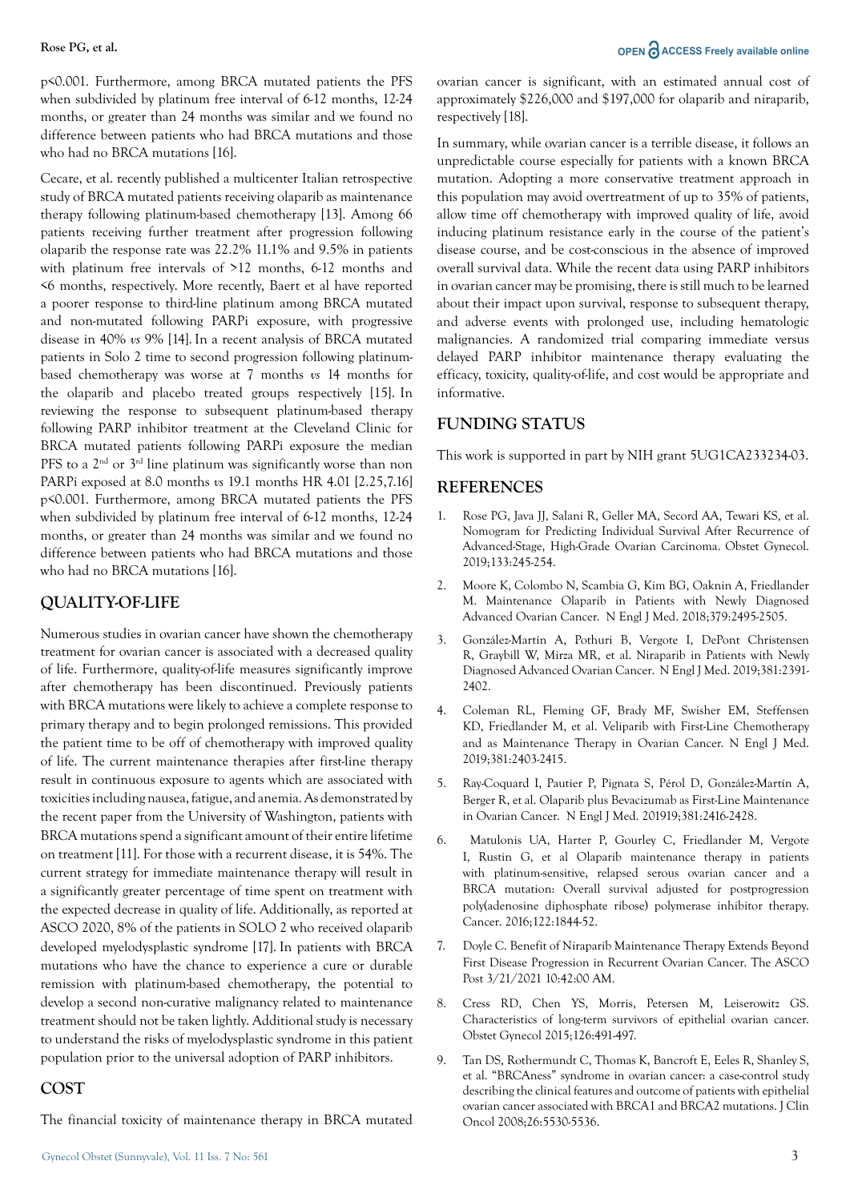p<0.001. Furthermore, among BRCA mutated patients the PFS when subdivided by platinum free interval of 6-12 months, 12-24 months, or greater than 24 months was similar and we found no difference between patients who had BRCA mutations and those who had no BRCA mutations [16].

Cecare, et al. recently published a multicenter Italian retrospective study of BRCA mutated patients receiving olaparib as maintenance therapy following platinum-based chemotherapy [13]. Among 66 patients receiving further treatment after progression following olaparib the response rate was 22.2% 11.1% and 9.5% in patients with platinum free intervals of >12 months, 6-12 months and <6 months, respectively. More recently, Baert et al have reported a poorer response to third-line platinum among BRCA mutated and non-mutated following PARPi exposure, with progressive disease in 40% *vs* 9% [14]. In a recent analysis of BRCA mutated patients in Solo 2 time to second progression following platinum-based chemotherapy was worse at 7 months *vs* 14 months for the olaparib and placebo treated groups respectively [15]. In reviewing the response to subsequent platinum-based therapy following PARP inhibitor treatment at the Cleveland Clinic for BRCA mutated patients following PARPi exposure the median PFS to a 2nd or 3rd line platinum was significantly worse than non PARPi exposed at 8.0 months *vs* 19.1 months HR 4.01 [2.25,7.16] p<0.001. Furthermore, among BRCA mutated patients the PFS when subdivided by platinum free interval of 6-12 months, 12-24 months, or greater than 24 months was similar and we found no difference between patients who had BRCA mutations and those who had no BRCA mutations [16].

## QUALITY-OF-LIFE

Numerous studies in ovarian cancer have shown the chemotherapy treatment for ovarian cancer is associated with a decreased quality of life. Furthermore, quality-of-life measures significantly improve after chemotherapy has been discontinued. Previously patients with BRCA mutations were likely to achieve a complete response to primary therapy and to begin prolonged remissions. This provided the patient time to be off of chemotherapy with improved quality of life. The current maintenance therapies after first-line therapy result in continuous exposure to agents which are associated with toxicities including nausea, fatigue, and anemia. As demonstrated by the recent paper from the University of Washington, patients with BRCA mutations spend a significant amount of their entire lifetime on treatment [11]. For those with a recurrent disease, it is 54%. The current strategy for immediate maintenance therapy will result in a significantly greater percentage of time spent on treatment with the expected decrease in quality of life. Additionally, as reported at ASCO 2020, 8% of the patients in SOLO 2 who received olaparib developed myelodysplastic syndrome [17]. In patients with BRCA mutations who have the chance to experience a cure or durable remission with platinum-based chemotherapy, the potential to develop a second non-curative malignancy related to maintenance treatment should not be taken lightly. Additional study is necessary to understand the risks of myelodysplastic syndrome in this patient population prior to the universal adoption of PARP inhibitors.

## COST

The financial toxicity of maintenance therapy in BRCA mutated ovarian cancer is significant, with an estimated annual cost of approximately $226,000 and $197,000 for olaparib and niraparib, respectively [18].

In summary, while ovarian cancer is a terrible disease, it follows an unpredictable course especially for patients with a known BRCA mutation. Adopting a more conservative treatment approach in this population may avoid overtreatment of up to 35% of patients, allow time off chemotherapy with improved quality of life, avoid inducing platinum resistance early in the course of the patient's disease course, and be cost-conscious in the absence of improved overall survival data. While the recent data using PARP inhibitors in ovarian cancer may be promising, there is still much to be learned about their impact upon survival, response to subsequent therapy, and adverse events with prolonged use, including hematologic malignancies. A randomized trial comparing immediate versus delayed PARP inhibitor maintenance therapy evaluating the efficacy, toxicity, quality-of-life, and cost would be appropriate and informative.

## FUNDING STATUS

This work is supported in part by NIH grant 5UG1CA233234-03.

## REFERENCES

1. Rose PG, Java JJ, Salani R, Geller MA, Secord AA, Tewari KS, et al. Nomogram for Predicting Individual Survival After Recurrence of Advanced-Stage, High-Grade Ovarian Carcinoma. Obstet Gynecol. 2019;133:245-254.
2. Moore K, Colombo N, Scambia G, Kim BG, Oaknin A, Friedlander M. Maintenance Olaparib in Patients with Newly Diagnosed Advanced Ovarian Cancer. N Engl J Med. 2018;379:2495-2505.
3. González-Martín A, Pothuri B, Vergote I, DePont Christensen R, Graybill W, Mirza MR, et al. Niraparib in Patients with Newly Diagnosed Advanced Ovarian Cancer. N Engl J Med. 2019;381:2391-2402.
4. Coleman RL, Fleming GF, Brady MF, Swisher EM, Steffensen KD, Friedlander M, et al. Veliparib with First-Line Chemotherapy and as Maintenance Therapy in Ovarian Cancer. N Engl J Med. 2019;381:2403-2415.
5. Ray-Coquard I, Pautier P, Pignata S, Pérol D, González-Martín A, Berger R, et al. Olaparib plus Bevacizumab as First-Line Maintenance in Ovarian Cancer. N Engl J Med. 201919;381:2416-2428.
6. Matulonis UA, Harter P, Gourley C, Friedlander M, Vergote I, Rustin G, et al Olaparib maintenance therapy in patients with platinum-sensitive, relapsed serous ovarian cancer and a BRCA mutation: Overall survival adjusted for postprogression poly(adenosine diphosphate ribose) polymerase inhibitor therapy. Cancer. 2016;122:1844-52.
7. Doyle C. Benefit of Niraparib Maintenance Therapy Extends Beyond First Disease Progression in Recurrent Ovarian Cancer. The ASCO Post 3/21/2021 10:42:00 AM.
8. Cress RD, Chen YS, Morris, Petersen M, Leiserowitz GS. Characteristics of long-term survivors of epithelial ovarian cancer. Obstet Gynecol 2015;126:491-497.
9. Tan DS, Rothermundt C, Thomas K, Bancroft E, Eeles R, Shanley S, et al. "BRCAness" syndrome in ovarian cancer: a case-control study describing the clinical features and outcome of patients with epithelial ovarian cancer associated with BRCA1 and BRCA2 mutations. J Clin Oncol 2008;26:5530-5536.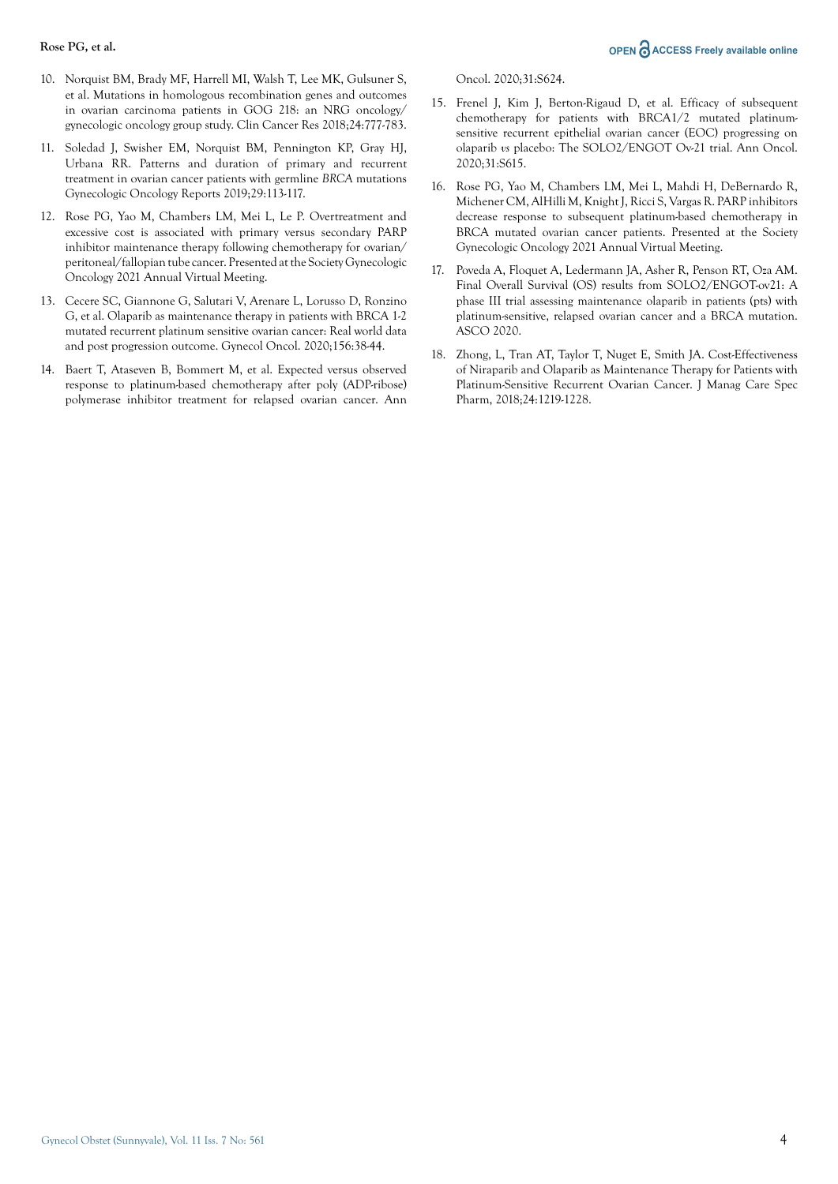10. Norquist BM, Brady MF, Harrell MI, Walsh T, Lee MK, Gulsuner S, et al. Mutations in homologous recombination genes and outcomes in ovarian carcinoma patients in GOG 218: an NRG oncology/gynecologic oncology group study. Clin Cancer Res 2018;24:777-783.
11. Soledad J, Swisher EM, Norquist BM, Pennington KP, Gray HJ, Urbana RR. Patterns and duration of primary and recurrent treatment in ovarian cancer patients with germline *BRCA* mutations Gynecologic Oncology Reports 2019;29:113-117.
12. Rose PG, Yao M, Chambers LM, Mei L, Le P. Overtreatment and excessive cost is associated with primary versus secondary PARP inhibitor maintenance therapy following chemotherapy for ovarian/peritoneal/fallopian tube cancer. Presented at the Society Gynecologic Oncology 2021 Annual Virtual Meeting.
13. Cecere SC, Giannone G, Salutari V, Arenare L, Lorusso D, Ronzino G, et al. Olaparib as maintenance therapy in patients with BRCA 1-2 mutated recurrent platinum sensitive ovarian cancer: Real world data and post progression outcome. Gynecol Oncol. 2020;156:38-44.
14. Baert T, Ataseven B, Bommert M, et al. Expected versus observed response to platinum-based chemotherapy after poly (ADP-ribose) polymerase inhibitor treatment for relapsed ovarian cancer. Ann Oncol. 2020;31:S624.
15. Frenel J, Kim J, Berton-Rigaud D, et al. Efficacy of subsequent chemotherapy for patients with BRCA1/2 mutated platinum-sensitive recurrent epithelial ovarian cancer (EOC) progressing on olaparib *vs* placebo: The SOLO2/ENGOT Ov-21 trial. Ann Oncol. 2020;31:S615.
16. Rose PG, Yao M, Chambers LM, Mei L, Mahdi H, DeBernardo R, Michener CM, AlHilli M, Knight J, Ricci S, Vargas R. PARP inhibitors decrease response to subsequent platinum-based chemotherapy in BRCA mutated ovarian cancer patients. Presented at the Society Gynecologic Oncology 2021 Annual Virtual Meeting.
17. Poveda A, Floquet A, Ledermann JA, Asher R, Penson RT, Oza AM. Final Overall Survival (OS) results from SOLO2/ENGOT-ov21: A phase III trial assessing maintenance olaparib in patients (pts) with platinum-sensitive, relapsed ovarian cancer and a BRCA mutation. ASCO 2020.
18. Zhong, L, Tran AT, Taylor T, Nuget E, Smith JA. Cost-Effectiveness of Niraparib and Olaparib as Maintenance Therapy for Patients with Platinum-Sensitive Recurrent Ovarian Cancer. J Manag Care Spec Pharm, 2018;24:1219-1228.